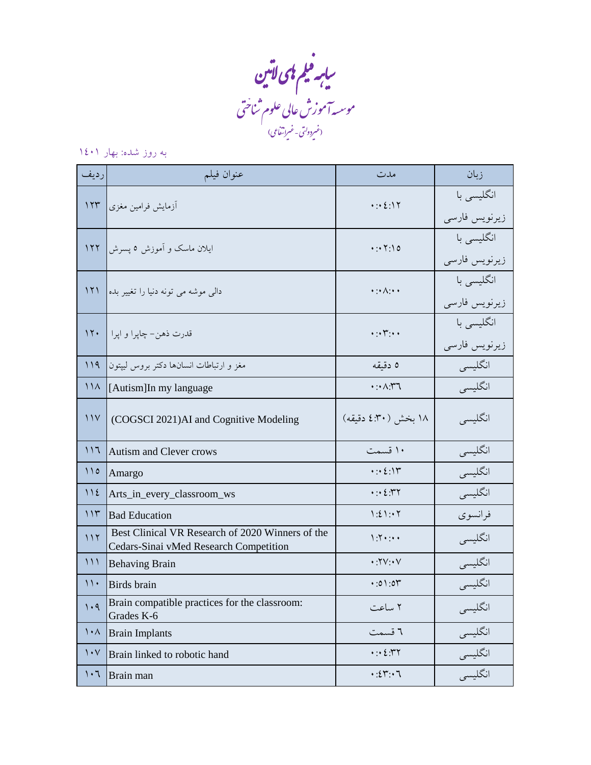# سیاهه فیلم های لاتین

## موسسه آموزش عالی علوم شناختی

(غیردولتی - غیرانتفاعی)

به روز شده: بهار ۱۴۰۱

| ردیف | عنوان فیلم | مدت | زبان |
|---|---|---|---|
| ۱۲۳ | آزمایش فرامین مغزی | ۰:۰۴:۱۲ | انگلیسی با زیرنویس فارسی |
| ۱۲۲ | ایلان ماسک و آموزش ۵ پسرش | ۰:۰۲:۱۵ | انگلیسی با زیرنویس فارسی |
| ۱۲۱ | دالی موشه می تونه دنیا را تغییر بده | ۰:۰۸:۰۰ | انگلیسی با زیرنویس فارسی |
| ۱۲۰ | قدرت ذهن- چاپرا و اپرا | ۰:۰۳:۰۰ | انگلیسی با زیرنویس فارسی |
| ۱۱۹ | مغز و ارتباطات انسانها دکتر بروس لیپتون | ۵ دقیقه | انگلیسی |
| ۱۱۸ | [Autism]In my language | ۰:۰۸:۳۶ | انگلیسی |
| ۱۱۷ | (COGSCI 2021)AI and Cognitive Modeling | ۱۸ بخش (۴:۳۰ دقیقه) | انگلیسی |
| ۱۱۶ | Autism and Clever crows | ۱۰ قسمت | انگلیسی |
| ۱۱۵ | Amargo | ۰:۰۴:۱۳ | انگلیسی |
| ۱۱۴ | Arts_in_every_classroom_ws | ۰:۰۴:۳۲ | انگلیسی |
| ۱۱۳ | Bad Education | ۱:۴۱:۰۲ | فرانسوی |
| ۱۱۲ | Best Clinical VR Research of 2020 Winners of the Cedars-Sinai vMed Research Competition | ۱:۲۰:۰۰ | انگلیسی |
| ۱۱۱ | Behaving Brain | ۰:۲۷:۰۷ | انگلیسی |
| ۱۱۰ | Birds brain | ۰:۵۱:۵۳ | انگلیسی |
| ۱۰۹ | Brain compatible practices for the classroom: Grades K-6 | ۲ ساعت | انگلیسی |
| ۱۰۸ | Brain Implants | ۶ قسمت | انگلیسی |
| ۱۰۷ | Brain linked to robotic hand | ۰:۰۴:۳۲ | انگلیسی |
| ۱۰۶ | Brain man | ۰:۴۳:۰۶ | انگلیسی |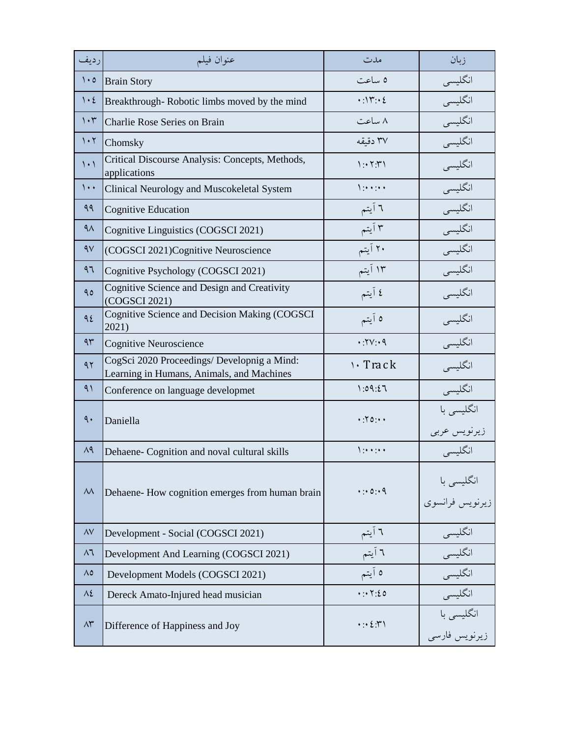| ردیف | عنوان فیلم | مدت | زبان |
|---|---|---|---|
| ۱۰۵ | Brain Story | ۵ ساعت | انگلیسی |
| ۱۰٤ | Breakthrough- Robotic limbs moved by the mind | ۰:۱۳:۰٤ | انگلیسی |
| ۱۰۳ | Charlie Rose Series on Brain | ۸ ساعت | انگلیسی |
| ۱۰۲ | Chomsky | ۳۷ دقیقه | انگلیسی |
| ۱۰۱ | Critical Discourse Analysis: Concepts, Methods, applications | ۱:۰۲:۳۱ | انگلیسی |
| ۱۰۰ | Clinical Neurology and Muscokeletal System | ۱:۰۰:۰۰ | انگلیسی |
| ۹۹ | Cognitive Education | ٦ آیتم | انگلیسی |
| ۹۸ | Cognitive Linguistics (COGSCI 2021) | ۳ آیتم | انگلیسی |
| ۹۷ | (COGSCI 2021)Cognitive Neuroscience | ۲۰ آیتم | انگلیسی |
| ۹٦ | Cognitive Psychology (COGSCI 2021) | ۱۳ آیتم | انگلیسی |
| ۹۵ | Cognitive Science and Design and Creativity (COGSCI 2021) | ٤ آیتم | انگلیسی |
| ۹٤ | Cognitive Science and Decision Making (COGSCI 2021) | ۵ آیتم | انگلیسی |
| ۹۳ | Cognitive Neuroscience | ۰:۲۷:۰۹ | انگلیسی |
| ۹۲ | CogSci 2020 Proceedings/ Developnig a Mind: Learning in Humans, Animals, and Machines | ۱۰ Track | انگلیسی |
| ۹۱ | Conference on language developmet | ۱:۵۹:٤٦ | انگلیسی |
| ۹۰ | Daniella | ۰:۲۵:۰۰ | انگلیسی با زیرنویس عربی |
| ۸۹ | Dehaene- Cognition and noval cultural skills | ۱:۰۰:۰۰ | انگلیسی |
| ۸۸ | Dehaene- How cognition emerges from human brain | ۰:۰۵:۰۹ | انگلیسی با زیرنویس فرانسوی |
| ۸۷ | Development - Social (COGSCI 2021) | ٦ آیتم | انگلیسی |
| ۸٦ | Development And Learning (COGSCI 2021) | ٦ آیتم | انگلیسی |
| ۸۵ | Development Models (COGSCI 2021) | ۵ آیتم | انگلیسی |
| ۸٤ | Dereck Amato-Injured head musician | ۰:۰۲:٤۵ | انگلیسی |
| ۸۳ | Difference of Happiness and Joy | ۰:۰٤:۳۱ | انگلیسی با زیرنویس فارسی |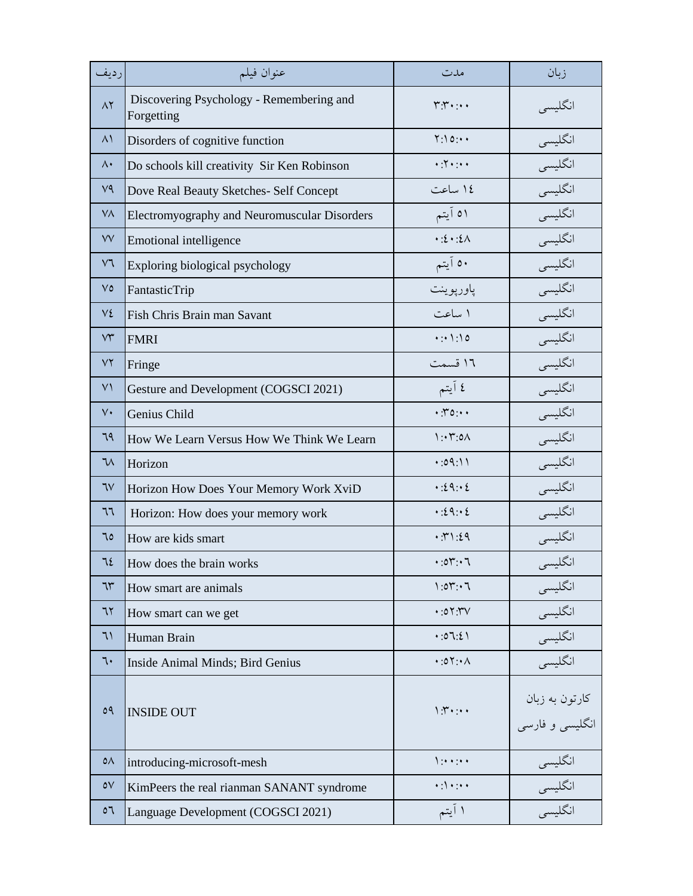| ردیف | عنوان فیلم | مدت | زبان |
|---|---|---|---|
| ۸۲ | Discovering Psychology - Remembering and Forgetting | ۳:۳۰:۰۰ | انگلیسی |
| ۸۱ | Disorders of cognitive function | ۲:۱۵:۰۰ | انگلیسی |
| ۸۰ | Do schools kill creativity  Sir Ken Robinson | ۰:۲۰:۰۰ | انگلیسی |
| ۷۹ | Dove Real Beauty Sketches- Self Concept | ۱٤ ساعت | انگلیسی |
| ۷۸ | Electromyography and Neuromuscular Disorders | ٥١ آیتم | انگلیسی |
| ۷۷ | Emotional intelligence | ۰:٤۰:٤۸ | انگلیسی |
| ۷٦ | Exploring biological psychology | ٥۰ آیتم | انگلیسی |
| ۷٥ | FantasticTrip | پاورپوینت | انگلیسی |
| ۷٤ | Fish Chris Brain man Savant | ۱ ساعت | انگلیسی |
| ۷۳ | FMRI | ۰:۰۱:۱٥ | انگلیسی |
| ۷۲ | Fringe | ۱٦ قسمت | انگلیسی |
| ۷۱ | Gesture and Development (COGSCI 2021) | ٤ آیتم | انگلیسی |
| ۷۰ | Genius Child | ۰:۳٥:۰۰ | انگلیسی |
| ٦۹ | How We Learn Versus How We Think We Learn | ۱:۰۳:٥۸ | انگلیسی |
| ٦۸ | Horizon | ۰:٥۹:۱۱ | انگلیسی |
| ٦۷ | Horizon How Does Your Memory Work XviD | ۰:٤۹:۰٤ | انگلیسی |
| ٦٦ | Horizon: How does your memory work | ۰:٤۹:۰٤ | انگلیسی |
| ٦٥ | How are kids smart | ۰:۳۱:٤۹ | انگلیسی |
| ٦٤ | How does the brain works | ۰:٥۳:۰٦ | انگلیسی |
| ٦۳ | How smart are animals | ۱:٥۳:۰٦ | انگلیسی |
| ٦۲ | How smart can we get | ۰:٥۲:۳۷ | انگلیسی |
| ٦۱ | Human Brain | ۰:٥٦:٤۱ | انگلیسی |
| ٦۰ | Inside Animal Minds; Bird Genius | ۰:٥۲:۰۸ | انگلیسی |
| ٥۹ | INSIDE OUT | ۱:۳۰:۰۰ | کارتون به زبان انگلیسی و فارسی |
| ٥۸ | introducing-microsoft-mesh | ۱:۰۰:۰۰ | انگلیسی |
| ٥۷ | KimPeers the real rianman SANANT syndrome | ۰:۱۰:۰۰ | انگلیسی |
| ٥٦ | Language Development (COGSCI 2021) | ۱ آیتم | انگلیسی |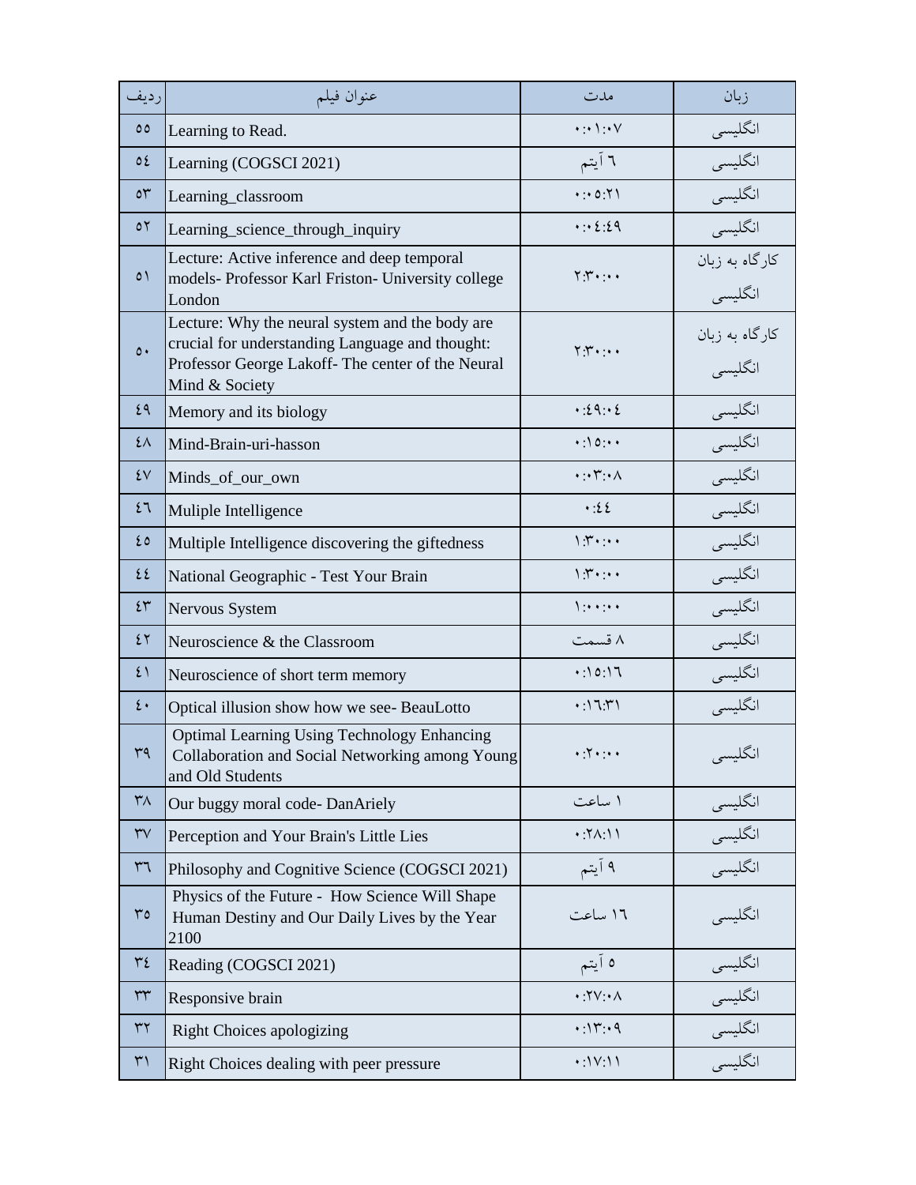| ردیف | عنوان فیلم | مدت | زبان |
|---|---|---|---|
| ۵۵ | Learning to Read. | ۰:۰۱:۰۷ | انگلیسی |
| ۵٤ | Learning (COGSCI 2021) | ٦ آیتم | انگلیسی |
| ۵۳ | Learning_classroom | ۰:۰۵:۲۱ | انگلیسی |
| ۵۲ | Learning_science_through_inquiry | ۰:۰٤:٤۹ | انگلیسی |
| ۵۱ | Lecture: Active inference and deep temporal models- Professor Karl Friston- University college London | ۲:۳۰:۰۰ | کارگاه به زبان انگلیسی |
| ۵۰ | Lecture: Why the neural system and the body are crucial for understanding Language and thought: Professor George Lakoff- The center of the Neural Mind & Society | ۲:۳۰:۰۰ | کارگاه به زبان انگلیسی |
| ٤۹ | Memory and its biology | ۰:٤۹:۰٤ | انگلیسی |
| ٤۸ | Mind-Brain-uri-hasson | ۰:۱۵:۰۰ | انگلیسی |
| ٤۷ | Minds_of_our_own | ۰:۰۳:۰۸ | انگلیسی |
| ٤٦ | Muliple Intelligence | ۰:٤٤ | انگلیسی |
| ٤۵ | Multiple Intelligence discovering the giftedness | ۱:۳۰:۰۰ | انگلیسی |
| ٤٤ | National Geographic - Test Your Brain | ۱:۳۰:۰۰ | انگلیسی |
| ٤۳ | Nervous System | ۱:۰۰:۰۰ | انگلیسی |
| ٤۲ | Neuroscience & the Classroom | ۸ قسمت | انگلیسی |
| ٤۱ | Neuroscience of short term memory | ۰:۱۵:۱٦ | انگلیسی |
| ٤۰ | Optical illusion show how we see- BeauLotto | ۰:۱٦:۳۱ | انگلیسی |
| ۳۹ | Optimal Learning Using Technology Enhancing Collaboration and Social Networking among Young and Old Students | ۰:۲۰:۰۰ | انگلیسی |
| ۳۸ | Our buggy moral code- DanAriely | ۱ ساعت | انگلیسی |
| ۳۷ | Perception and Your Brain's Little Lies | ۰:۲۸:۱۱ | انگلیسی |
| ۳٦ | Philosophy and Cognitive Science (COGSCI 2021) | ۹ آیتم | انگلیسی |
| ۳۵ | Physics of the Future - How Science Will Shape Human Destiny and Our Daily Lives by the Year 2100 | ۱٦ ساعت | انگلیسی |
| ۳٤ | Reading (COGSCI 2021) | ۵ آیتم | انگلیسی |
| ۳۳ | Responsive brain | ۰:۲۷:۰۸ | انگلیسی |
| ۳۲ | Right Choices apologizing | ۰:۱۳:۰۹ | انگلیسی |
| ۳۱ | Right Choices dealing with peer pressure | ۰:۱۷:۱۱ | انگلیسی |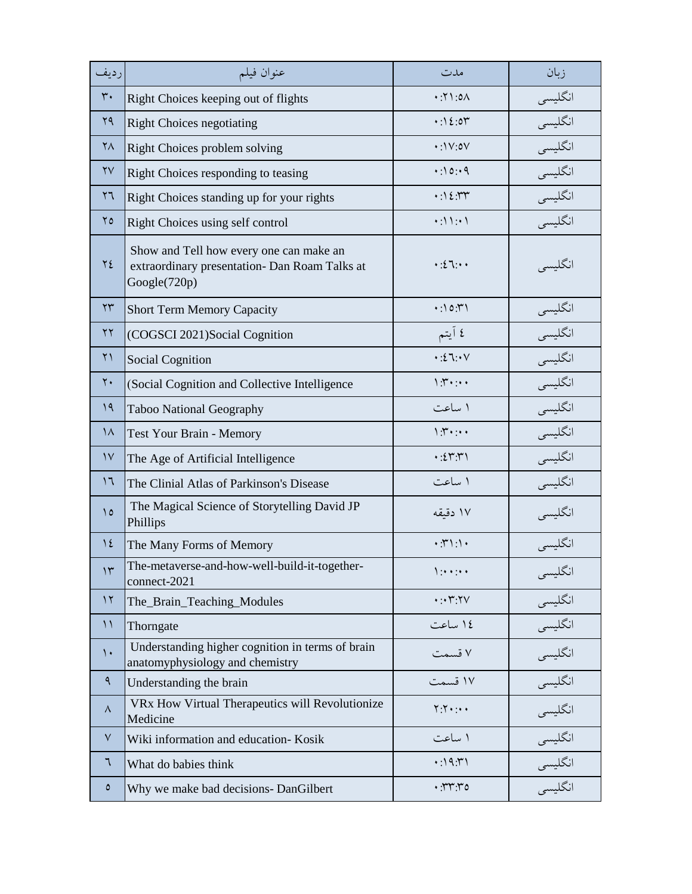| ردیف | عنوان فیلم | مدت | زبان |
|---|---|---|---|
| ۳۰ | Right Choices keeping out of flights | ۰:۲۱:۵۸ | انگلیسی |
| ۲۹ | Right Choices negotiating | ۰:۱۴:۵۳ | انگلیسی |
| ۲۸ | Right Choices problem solving | ۰:۱۷:۵۷ | انگلیسی |
| ۲۷ | Right Choices responding to teasing | ۰:۱۵:۰۹ | انگلیسی |
| ۲۶ | Right Choices standing up for your rights | ۰:۱۴:۳۳ | انگلیسی |
| ۲۵ | Right Choices using self control | ۰:۱۱:۰۱ | انگلیسی |
| ۲۴ | Show and Tell how every one can make an extraordinary presentation- Dan Roam Talks at Google(720p) | ۰:۴۶:۰۰ | انگلیسی |
| ۲۳ | Short Term Memory Capacity | ۰:۱۵:۳۱ | انگلیسی |
| ۲۲ | (COGSCI 2021)Social Cognition | ۴ آیتم | انگلیسی |
| ۲۱ | Social Cognition | ۰:۴۶:۰۷ | انگلیسی |
| ۲۰ | (Social Cognition and Collective Intelligence | ۱:۳۰:۰۰ | انگلیسی |
| ۱۹ | Taboo National Geography | ۱ ساعت | انگلیسی |
| ۱۸ | Test Your Brain - Memory | ۱:۳۰:۰۰ | انگلیسی |
| ۱۷ | The Age of Artificial Intelligence | ۰:۴۳:۳۱ | انگلیسی |
| ۱۶ | The Clinial Atlas of Parkinson's Disease | ۱ ساعت | انگلیسی |
| ۱۵ | The Magical Science of Storytelling David JP Phillips | ۱۷ دقیقه | انگلیسی |
| ۱۴ | The Many Forms of Memory | ۰:۳۱:۱۰ | انگلیسی |
| ۱۳ | The-metaverse-and-how-well-build-it-together-connect-2021 | ۱:۰۰:۰۰ | انگلیسی |
| ۱۲ | The_Brain_Teaching_Modules | ۰:۰۳:۲۷ | انگلیسی |
| ۱۱ | Thorngate | ۱۴ ساعت | انگلیسی |
| ۱۰ | Understanding higher cognition in terms of brain anatomyphysiology and chemistry | ۷ قسمت | انگلیسی |
| ۹ | Understanding the brain | ۱۷ قسمت | انگلیسی |
| ۸ | VRx How Virtual Therapeutics will Revolutionize Medicine | ۲:۲۰:۰۰ | انگلیسی |
| ۷ | Wiki information and education- Kosik | ۱ ساعت | انگلیسی |
| ۶ | What do babies think | ۰:۱۹:۳۱ | انگلیسی |
| ۵ | Why we make bad decisions- DanGilbert | ۰:۳۳:۳۵ | انگلیسی |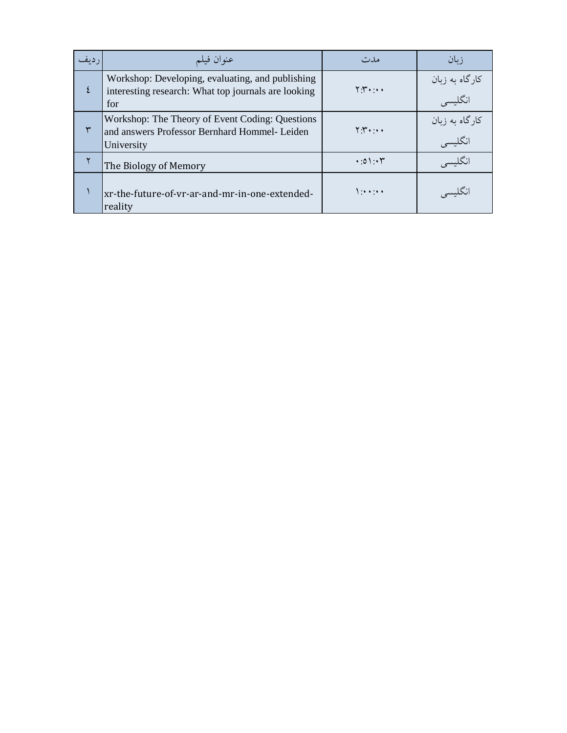| ردیف | عنوان فیلم | مدت | زبان |
| --- | --- | --- | --- |
| ٤ | Workshop: Developing, evaluating, and publishing interesting research: What top journals are looking for | ۲:۳۰:۰۰ | کارگاه به زبان انگلیسی |
| ۳ | Workshop: The Theory of Event Coding: Questions and answers Professor Bernhard Hommel- Leiden University | ۲:۳۰:۰۰ | کارگاه به زبان انگلیسی |
| ۲ | The Biology of Memory | ۰:۵۱:۰۳ | انگلیسی |
| ۱ | xr-the-future-of-vr-ar-and-mr-in-one-extended-reality | ۱:۰۰:۰۰ | انگلیسی |